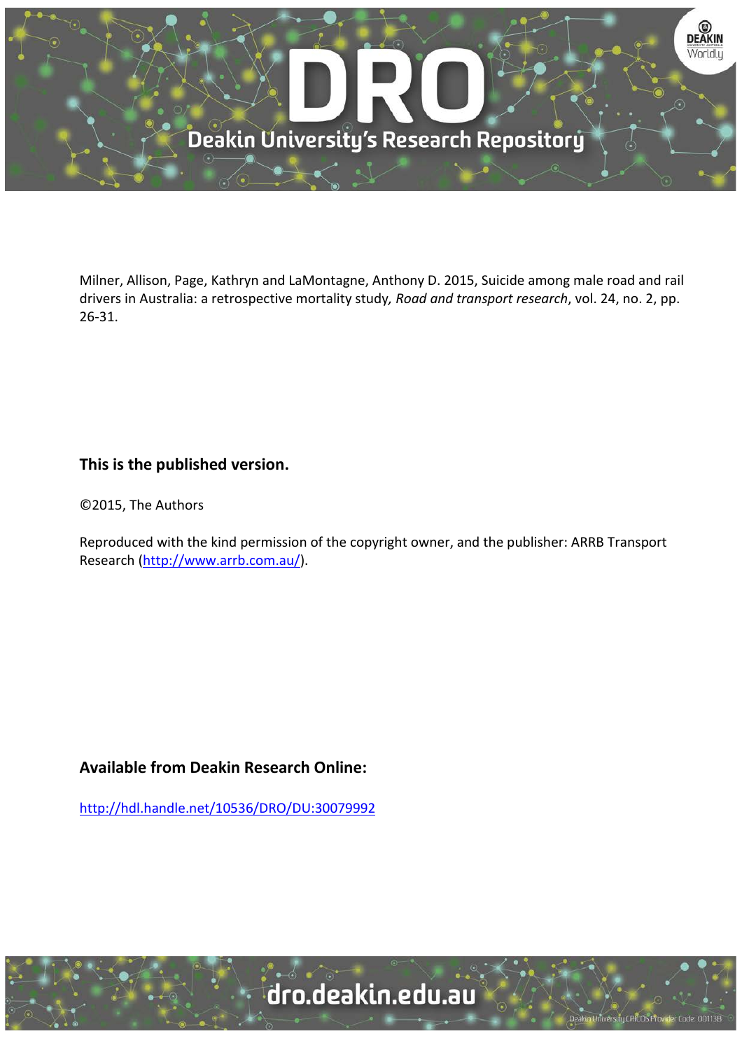Milner, Allison, Page, Kathryn and LaMontagne, Anthony D. 2015, Suicide among male road and rail drivers in Australia: a retrospective mortality study, *Road and transport research*, vol. 24, no. 2, pp. 26-31.

**This is the published version.**

©2015, The Authors

Reproduced with the kind permission of the copyright owner, and the publisher: ARRB Transport Research (http://www.arrb.com.au/).

**Available from Deakin Research Online:**

http://hdl.handle.net/10536/DRO/DU:30079992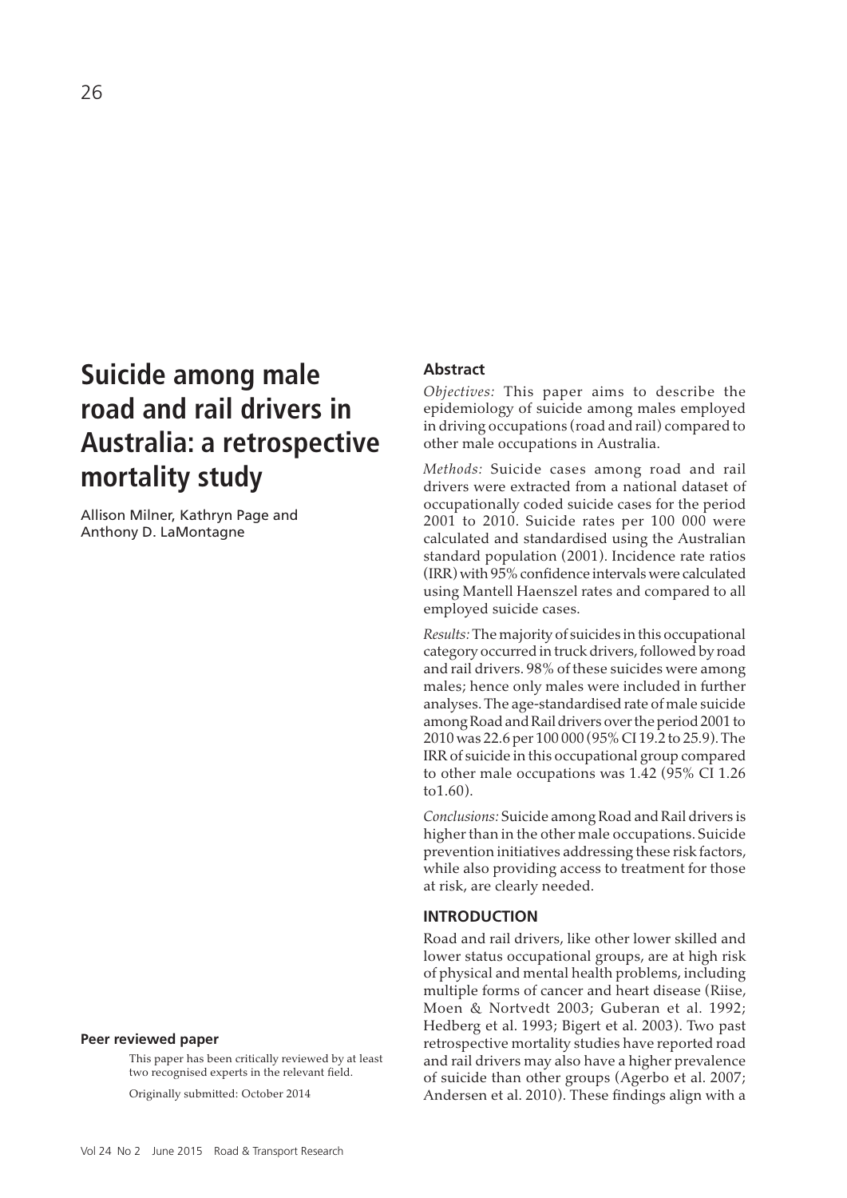# Suicide among male road and rail drivers in Australia: a retrospective mortality study

Allison Milner, Kathryn Page and Anthony D. LaMontagne

**Peer reviewed paper**

This paper has been critically reviewed by at least two recognised experts in the relevant field.

Originally submitted: October 2014

## Abstract

*Objectives:* This paper aims to describe the epidemiology of suicide among males employed in driving occupations (road and rail) compared to other male occupations in Australia.

*Methods:* Suicide cases among road and rail drivers were extracted from a national dataset of occupationally coded suicide cases for the period 2001 to 2010. Suicide rates per 100 000 were calculated and standardised using the Australian standard population (2001). Incidence rate ratios (IRR) with 95% confidence intervals were calculated using Mantell Haenszel rates and compared to all employed suicide cases.

*Results:* The majority of suicides in this occupational category occurred in truck drivers, followed by road and rail drivers. 98% of these suicides were among males; hence only males were included in further analyses. The age-standardised rate of male suicide among Road and Rail drivers over the period 2001 to 2010 was 22.6 per 100 000 (95% CI 19.2 to 25.9). The IRR of suicide in this occupational group compared to other male occupations was 1.42 (95% CI 1.26 to1.60).

*Conclusions:* Suicide among Road and Rail drivers is higher than in the other male occupations. Suicide prevention initiatives addressing these risk factors, while also providing access to treatment for those at risk, are clearly needed.

## INTRODUCTION

Road and rail drivers, like other lower skilled and lower status occupational groups, are at high risk of physical and mental health problems, including multiple forms of cancer and heart disease (Riise, Moen & Nortvedt 2003; Guberan et al. 1992; Hedberg et al. 1993; Bigert et al. 2003). Two past retrospective mortality studies have reported road and rail drivers may also have a higher prevalence of suicide than other groups (Agerbo et al. 2007; Andersen et al. 2010). These findings align with a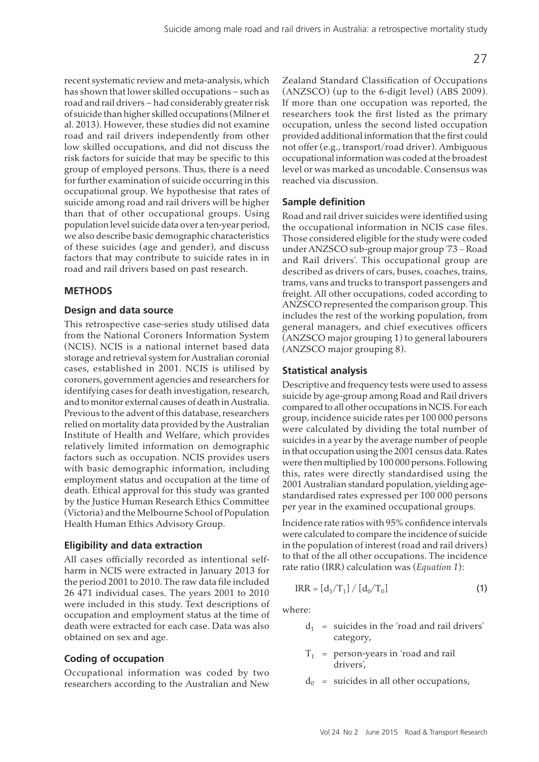recent systematic review and meta-analysis, which has shown that lower skilled occupations – such as road and rail drivers – had considerably greater risk of suicide than higher skilled occupations (Milner et al. 2013). However, these studies did not examine road and rail drivers independently from other low skilled occupations, and did not discuss the risk factors for suicide that may be specific to this group of employed persons. Thus, there is a need for further examination of suicide occurring in this occupational group. We hypothesise that rates of suicide among road and rail drivers will be higher than that of other occupational groups. Using population level suicide data over a ten-year period, we also describe basic demographic characteristics of these suicides (age and gender), and discuss factors that may contribute to suicide rates in in road and rail drivers based on past research.

## METHODS

### Design and data source

This retrospective case-series study utilised data from the National Coroners Information System (NCIS). NCIS is a national internet based data storage and retrieval system for Australian coronial cases, established in 2001. NCIS is utilised by coroners, government agencies and researchers for identifying cases for death investigation, research, and to monitor external causes of death in Australia. Previous to the advent of this database, researchers relied on mortality data provided by the Australian Institute of Health and Welfare, which provides relatively limited information on demographic factors such as occupation. NCIS provides users with basic demographic information, including employment status and occupation at the time of death. Ethical approval for this study was granted by the Justice Human Research Ethics Committee (Victoria) and the Melbourne School of Population Health Human Ethics Advisory Group.

### Eligibility and data extraction

All cases officially recorded as intentional self-harm in NCIS were extracted in January 2013 for the period 2001 to 2010. The raw data file included 26 471 individual cases. The years 2001 to 2010 were included in this study. Text descriptions of occupation and employment status at the time of death were extracted for each case. Data was also obtained on sex and age.

### Coding of occupation

Occupational information was coded by two researchers according to the Australian and New Zealand Standard Classification of Occupations (ANZSCO) (up to the 6-digit level) (ABS 2009). If more than one occupation was reported, the researchers took the first listed as the primary occupation, unless the second listed occupation provided additional information that the first could not offer (e.g., transport/road driver). Ambiguous occupational information was coded at the broadest level or was marked as uncodable. Consensus was reached via discussion.

### Sample definition

Road and rail driver suicides were identified using the occupational information in NCIS case files. Those considered eligible for the study were coded under ANZSCO sub-group major group '73 – Road and Rail drivers'. This occupational group are described as drivers of cars, buses, coaches, trains, trams, vans and trucks to transport passengers and freight. All other occupations, coded according to ANZSCO represented the comparison group. This includes the rest of the working population, from general managers, and chief executives officers (ANZSCO major grouping 1) to general labourers (ANZSCO major grouping 8).

### Statistical analysis

Descriptive and frequency tests were used to assess suicide by age-group among Road and Rail drivers compared to all other occupations in NCIS. For each group, incidence suicide rates per 100 000 persons were calculated by dividing the total number of suicides in a year by the average number of people in that occupation using the 2001 census data. Rates were then multiplied by 100 000 persons. Following this, rates were directly standardised using the 2001 Australian standard population, yielding age-standardised rates expressed per 100 000 persons per year in the examined occupational groups.

Incidence rate ratios with 95% confidence intervals were calculated to compare the incidence of suicide in the population of interest (road and rail drivers) to that of the all other occupations. The incidence rate ratio (IRR) calculation was (*Equation 1*):

$$\mathrm{IRR} = [d_1/T_1] / [d_0/T_0] \tag{1}$$

where:

- $d_1$ = suicides in the 'road and rail drivers' category,
- $T_1$ = person-years in 'road and rail drivers',
- $d_0$ = suicides in all other occupations,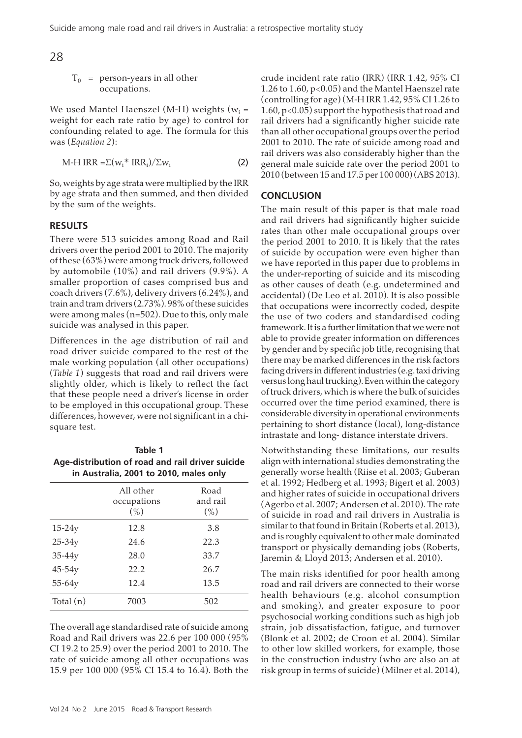$T_0$ = person-years in all other occupations.

We used Mantel Haenszel (M-H) weights ($w_i$ = weight for each rate ratio by age) to control for confounding related to age. The formula for this was (*Equation 2*):

$$\text{M-H IRR} = \Sigma(w_i * \text{IRR}_i)/\Sigma w_i \quad (2)$$

So, weights by age strata were multiplied by the IRR by age strata and then summed, and then divided by the sum of the weights.

## RESULTS

There were 513 suicides among Road and Rail drivers over the period 2001 to 2010. The majority of these (63%) were among truck drivers, followed by automobile (10%) and rail drivers (9.9%). A smaller proportion of cases comprised bus and coach drivers (7.6%), delivery drivers (6.24%), and train and tram drivers (2.73%). 98% of these suicides were among males (n=502). Due to this, only male suicide was analysed in this paper.

Differences in the age distribution of rail and road driver suicide compared to the rest of the male working population (all other occupations) (*Table 1*) suggests that road and rail drivers were slightly older, which is likely to reflect the fact that these people need a driver's license in order to be employed in this occupational group. These differences, however, were not significant in a chi-square test.

**Table 1**
**Age-distribution of road and rail driver suicide in Australia, 2001 to 2010, males only**

| | All other occupations (%) | Road and rail (%) |
|---|---|---|
| 15-24y | 12.8 | 3.8 |
| 25-34y | 24.6 | 22.3 |
| 35-44y | 28.0 | 33.7 |
| 45-54y | 22.2 | 26.7 |
| 55-64y | 12.4 | 13.5 |
| Total (n) | 7003 | 502 |

The overall age standardised rate of suicide among Road and Rail drivers was 22.6 per 100 000 (95% CI 19.2 to 25.9) over the period 2001 to 2010. The rate of suicide among all other occupations was 15.9 per 100 000 (95% CI 15.4 to 16.4). Both the crude incident rate ratio (IRR) (IRR 1.42, 95% CI 1.26 to 1.60, $p<0.05$) and the Mantel Haenszel rate (controlling for age) (M-H IRR 1.42, 95% CI 1.26 to 1.60, $p<0.05$) support the hypothesis that road and rail drivers had a significantly higher suicide rate than all other occupational groups over the period 2001 to 2010. The rate of suicide among road and rail drivers was also considerably higher than the general male suicide rate over the period 2001 to 2010 (between 15 and 17.5 per 100 000) (ABS 2013).

## CONCLUSION

The main result of this paper is that male road and rail drivers had significantly higher suicide rates than other male occupational groups over the period 2001 to 2010. It is likely that the rates of suicide by occupation were even higher than we have reported in this paper due to problems in the under-reporting of suicide and its miscoding as other causes of death (e.g. undetermined and accidental) (De Leo et al. 2010). It is also possible that occupations were incorrectly coded, despite the use of two coders and standardised coding framework. It is a further limitation that we were not able to provide greater information on differences by gender and by specific job title, recognising that there may be marked differences in the risk factors facing drivers in different industries (e.g. taxi driving versus long haul trucking). Even within the category of truck drivers, which is where the bulk of suicides occurred over the time period examined, there is considerable diversity in operational environments pertaining to short distance (local), long-distance intrastate and long- distance interstate drivers.

Notwithstanding these limitations, our results align with international studies demonstrating the generally worse health (Riise et al. 2003; Guberan et al. 1992; Hedberg et al. 1993; Bigert et al. 2003) and higher rates of suicide in occupational drivers (Agerbo et al. 2007; Andersen et al. 2010). The rate of suicide in road and rail drivers in Australia is similar to that found in Britain (Roberts et al. 2013), and is roughly equivalent to other male dominated transport or physically demanding jobs (Roberts, Jaremin & Lloyd 2013; Andersen et al. 2010).

The main risks identified for poor health among road and rail drivers are connected to their worse health behaviours (e.g. alcohol consumption and smoking), and greater exposure to poor psychosocial working conditions such as high job strain, job dissatisfaction, fatigue, and turnover (Blonk et al. 2002; de Croon et al. 2004). Similar to other low skilled workers, for example, those in the construction industry (who are also an at risk group in terms of suicide) (Milner et al. 2014),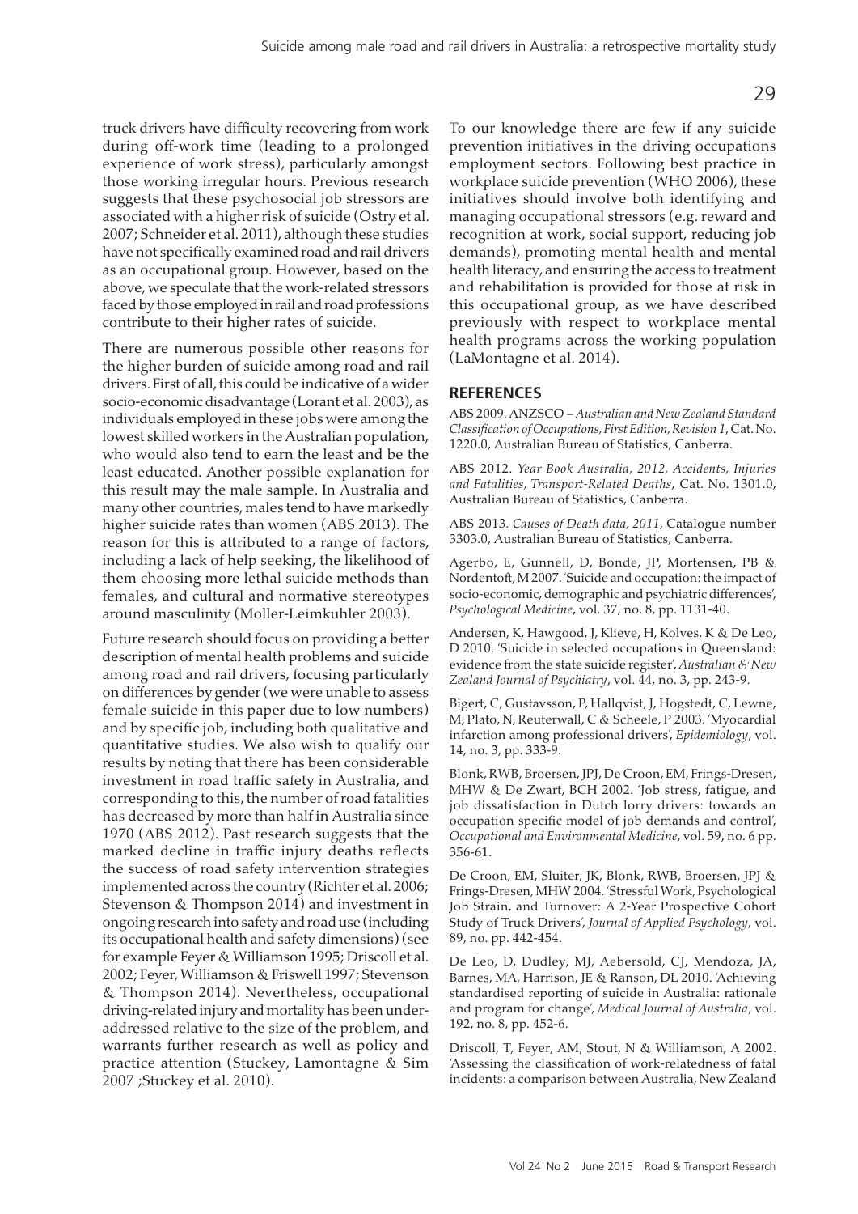truck drivers have difficulty recovering from work during off-work time (leading to a prolonged experience of work stress), particularly amongst those working irregular hours. Previous research suggests that these psychosocial job stressors are associated with a higher risk of suicide (Ostry et al. 2007; Schneider et al. 2011), although these studies have not specifically examined road and rail drivers as an occupational group. However, based on the above, we speculate that the work-related stressors faced by those employed in rail and road professions contribute to their higher rates of suicide.

There are numerous possible other reasons for the higher burden of suicide among road and rail drivers. First of all, this could be indicative of a wider socio-economic disadvantage (Lorant et al. 2003), as individuals employed in these jobs were among the lowest skilled workers in the Australian population, who would also tend to earn the least and be the least educated. Another possible explanation for this result may the male sample. In Australia and many other countries, males tend to have markedly higher suicide rates than women (ABS 2013). The reason for this is attributed to a range of factors, including a lack of help seeking, the likelihood of them choosing more lethal suicide methods than females, and cultural and normative stereotypes around masculinity (Moller-Leimkuhler 2003).

Future research should focus on providing a better description of mental health problems and suicide among road and rail drivers, focusing particularly on differences by gender (we were unable to assess female suicide in this paper due to low numbers) and by specific job, including both qualitative and quantitative studies. We also wish to qualify our results by noting that there has been considerable investment in road traffic safety in Australia, and corresponding to this, the number of road fatalities has decreased by more than half in Australia since 1970 (ABS 2012). Past research suggests that the marked decline in traffic injury deaths reflects the success of road safety intervention strategies implemented across the country (Richter et al. 2006; Stevenson & Thompson 2014) and investment in ongoing research into safety and road use (including its occupational health and safety dimensions) (see for example Feyer & Williamson 1995; Driscoll et al. 2002; Feyer, Williamson & Friswell 1997; Stevenson & Thompson 2014). Nevertheless, occupational driving-related injury and mortality has been under-addressed relative to the size of the problem, and warrants further research as well as policy and practice attention (Stuckey, Lamontagne & Sim 2007 ;Stuckey et al. 2010).

To our knowledge there are few if any suicide prevention initiatives in the driving occupations employment sectors. Following best practice in workplace suicide prevention (WHO 2006), these initiatives should involve both identifying and managing occupational stressors (e.g. reward and recognition at work, social support, reducing job demands), promoting mental health and mental health literacy, and ensuring the access to treatment and rehabilitation is provided for those at risk in this occupational group, as we have described previously with respect to workplace mental health programs across the working population (LaMontagne et al. 2014).

## REFERENCES

ABS 2009. ANZSCO – *Australian and New Zealand Standard Classification of Occupations, First Edition, Revision 1*, Cat. No. 1220.0, Australian Bureau of Statistics, Canberra.

ABS 2012. *Year Book Australia, 2012, Accidents, Injuries and Fatalities, Transport-Related Deaths*, Cat. No. 1301.0, Australian Bureau of Statistics, Canberra.

ABS 2013. *Causes of Death data, 2011*, Catalogue number 3303.0, Australian Bureau of Statistics, Canberra.

Agerbo, E, Gunnell, D, Bonde, JP, Mortensen, PB & Nordentoft, M 2007. 'Suicide and occupation: the impact of socio-economic, demographic and psychiatric differences', *Psychological Medicine*, vol. 37, no. 8, pp. 1131-40.

Andersen, K, Hawgood, J, Klieve, H, Kolves, K & De Leo, D 2010. 'Suicide in selected occupations in Queensland: evidence from the state suicide register', *Australian & New Zealand Journal of Psychiatry*, vol. 44, no. 3, pp. 243-9.

Bigert, C, Gustavsson, P, Hallqvist, J, Hogstedt, C, Lewne, M, Plato, N, Reuterwall, C & Scheele, P 2003. 'Myocardial infarction among professional drivers', *Epidemiology*, vol. 14, no. 3, pp. 333-9.

Blonk, RWB, Broersen, JPJ, De Croon, EM, Frings-Dresen, MHW & De Zwart, BCH 2002. 'Job stress, fatigue, and job dissatisfaction in Dutch lorry drivers: towards an occupation specific model of job demands and control', *Occupational and Environmental Medicine*, vol. 59, no. 6 pp. 356-61.

De Croon, EM, Sluiter, JK, Blonk, RWB, Broersen, JPJ & Frings-Dresen, MHW 2004. 'Stressful Work, Psychological Job Strain, and Turnover: A 2-Year Prospective Cohort Study of Truck Drivers', *Journal of Applied Psychology*, vol. 89, no. pp. 442-454.

De Leo, D, Dudley, MJ, Aebersold, CJ, Mendoza, JA, Barnes, MA, Harrison, JE & Ranson, DL 2010. 'Achieving standardised reporting of suicide in Australia: rationale and program for change', *Medical Journal of Australia*, vol. 192, no. 8, pp. 452-6.

Driscoll, T, Feyer, AM, Stout, N & Williamson, A 2002. 'Assessing the classification of work-relatedness of fatal incidents: a comparison between Australia, New Zealand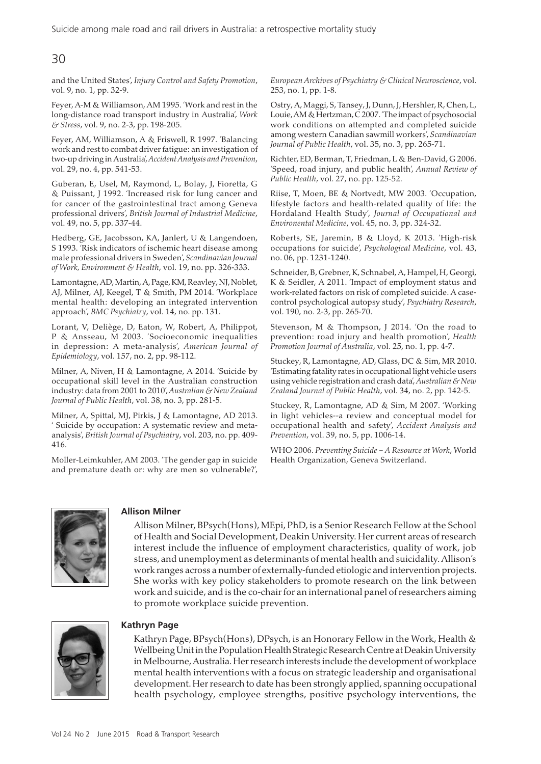and the United States', *Injury Control and Safety Promotion*, vol. 9, no. 1, pp. 32-9.

Feyer, A-M & Williamson, AM 1995. 'Work and rest in the long-distance road transport industry in Australia', *Work & Stress*, vol. 9, no. 2-3, pp. 198-205.

Feyer, AM, Williamson, A & Friswell, R 1997. 'Balancing work and rest to combat driver fatigue: an investigation of two-up driving in Australia', *Accident Analysis and Prevention*, vol. 29, no. 4, pp. 541-53.

Guberan, E, Usel, M, Raymond, L, Bolay, J, Fioretta, G & Puissant, J 1992. 'Increased risk for lung cancer and for cancer of the gastrointestinal tract among Geneva professional drivers', *British Journal of Industrial Medicine*, vol. 49, no. 5, pp. 337-44.

Hedberg, GE, Jacobsson, KA, Janlert, U & Langendoen, S 1993. 'Risk indicators of ischemic heart disease among male professional drivers in Sweden', *Scandinavian Journal of Work, Environment & Health*, vol. 19, no. pp. 326-333.

Lamontagne, AD, Martin, A, Page, KM, Reavley, NJ, Noblet, AJ, Milner, AJ, Keegel, T & Smith, PM 2014. 'Workplace mental health: developing an integrated intervention approach', *BMC Psychiatry*, vol. 14, no. pp. 131.

Lorant, V, Deliège, D, Eaton, W, Robert, A, Philippot, P & Ansseau, M 2003. 'Socioeconomic inequalities in depression: A meta-analysis', *American Journal of Epidemiology*, vol. 157, no. 2, pp. 98-112.

Milner, A, Niven, H & Lamontagne, A 2014. 'Suicide by occupational skill level in the Australian construction industry: data from 2001 to 2010', *Australian & New Zealand Journal of Public Health*, vol. 38, no. 3, pp. 281-5.

Milner, A, Spittal, MJ, Pirkis, J & Lamontagne, AD 2013. ' Suicide by occupation: A systematic review and meta-analysis', *British Journal of Psychiatry*, vol. 203, no. pp. 409-416.

Moller-Leimkuhler, AM 2003. 'The gender gap in suicide and premature death or: why are men so vulnerable?', *European Archives of Psychiatry & Clinical Neuroscience*, vol. 253, no. 1, pp. 1-8.

Ostry, A, Maggi, S, Tansey, J, Dunn, J, Hershler, R, Chen, L, Louie, AM & Hertzman, C 2007. 'The impact of psychosocial work conditions on attempted and completed suicide among western Canadian sawmill workers', *Scandinavian Journal of Public Health*, vol. 35, no. 3, pp. 265-71.

Richter, ED, Berman, T, Friedman, L & Ben-David, G 2006. 'Speed, road injury, and public health', *Annual Review of Public Health*, vol. 27, no. pp. 125-52.

Riise, T, Moen, BE & Nortvedt, MW 2003. 'Occupation, lifestyle factors and health-related quality of life: the Hordaland Health Study', *Journal of Occupational and Environental Medicine*, vol. 45, no. 3, pp. 324-32.

Roberts, SE, Jaremin, B & Lloyd, K 2013. 'High-risk occupations for suicide', *Psychological Medicine*, vol. 43, no. 06, pp. 1231-1240.

Schneider, B, Grebner, K, Schnabel, A, Hampel, H, Georgi, K & Seidler, A 2011. 'Impact of employment status and work-related factors on risk of completed suicide. A case-control psychological autopsy study', *Psychiatry Research*, vol. 190, no. 2-3, pp. 265-70.

Stevenson, M & Thompson, J 2014. 'On the road to prevention: road injury and health promotion', *Health Promotion Journal of Australia*, vol. 25, no. 1, pp. 4-7.

Stuckey, R, Lamontagne, AD, Glass, DC & Sim, MR 2010. 'Estimating fatality rates in occupational light vehicle users using vehicle registration and crash data', *Australian & New Zealand Journal of Public Health*, vol. 34, no. 2, pp. 142-5.

Stuckey, R, Lamontagne, AD & Sim, M 2007. 'Working in light vehicles--a review and conceptual model for occupational health and safety', *Accident Analysis and Prevention*, vol. 39, no. 5, pp. 1006-14.

WHO 2006. *Preventing Suicide – A Resource at Work*, World Health Organization, Geneva Switzerland.

**Allison Milner**

Allison Milner, BPsych(Hons), MEpi, PhD, is a Senior Research Fellow at the School of Health and Social Development, Deakin University. Her current areas of research interest include the influence of employment characteristics, quality of work, job stress, and unemployment as determinants of mental health and suicidality. Allison's work ranges across a number of externally-funded etiologic and intervention projects. She works with key policy stakeholders to promote research on the link between work and suicide, and is the co-chair for an international panel of researchers aiming to promote workplace suicide prevention.

**Kathryn Page**

Kathryn Page, BPsych(Hons), DPsych, is an Honorary Fellow in the Work, Health & Wellbeing Unit in the Population Health Strategic Research Centre at Deakin University in Melbourne, Australia. Her research interests include the development of workplace mental health interventions with a focus on strategic leadership and organisational development. Her research to date has been strongly applied, spanning occupational health psychology, employee strengths, positive psychology interventions, the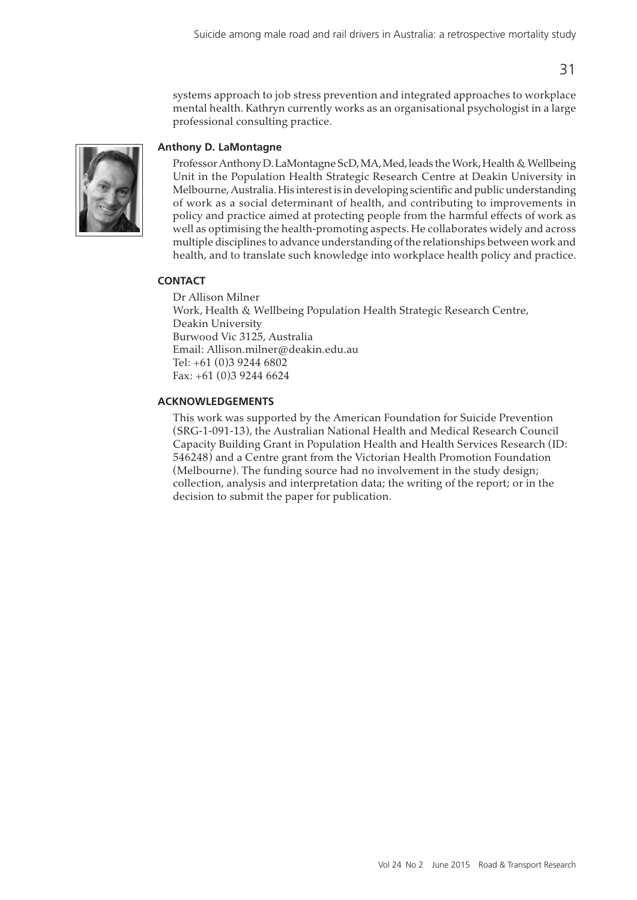systems approach to job stress prevention and integrated approaches to workplace mental health. Kathryn currently works as an organisational psychologist in a large professional consulting practice.

### Anthony D. LaMontagne

Professor Anthony D. LaMontagne ScD, MA, Med, leads the Work, Health & Wellbeing Unit in the Population Health Strategic Research Centre at Deakin University in Melbourne, Australia. His interest is in developing scientific and public understanding of work as a social determinant of health, and contributing to improvements in policy and practice aimed at protecting people from the harmful effects of work as well as optimising the health-promoting aspects. He collaborates widely and across multiple disciplines to advance understanding of the relationships between work and health, and to translate such knowledge into workplace health policy and practice.

## CONTACT

Dr Allison Milner
Work, Health & Wellbeing Population Health Strategic Research Centre,
Deakin University
Burwood Vic 3125, Australia
Email: Allison.milner@deakin.edu.au
Tel: +61 (0)3 9244 6802
Fax: +61 (0)3 9244 6624

## ACKNOWLEDGEMENTS

This work was supported by the American Foundation for Suicide Prevention (SRG-1-091-13), the Australian National Health and Medical Research Council Capacity Building Grant in Population Health and Health Services Research (ID: 546248) and a Centre grant from the Victorian Health Promotion Foundation (Melbourne). The funding source had no involvement in the study design; collection, analysis and interpretation data; the writing of the report; or in the decision to submit the paper for publication.